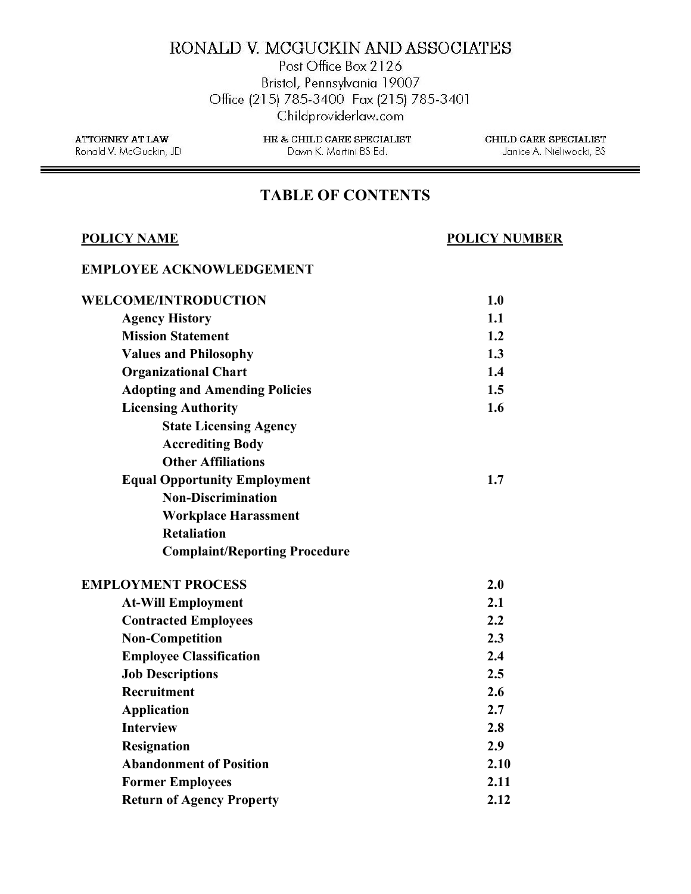# RONALD V. MCGUCKIN AND ASSOCIATES

Post Office Box 2126
Bristol, Pennsylvania 19007
Office (215) 785-3400 Fax (215) 785-3401
Childproviderlaw.com

| ATTORNEY AT LAW | HR & CHILD CARE SPECIALIST | CHILD CARE SPECIALIST |
| --- | --- | --- |
| Ronald V. McGuckin, JD | Dawn K. Martini BS Ed. | Janice A. Nieliwocki, BS |

## TABLE OF CONTENTS

| POLICY NAME | POLICY NUMBER |
| --- | --- |
| **EMPLOYEE ACKNOWLEDGEMENT** | |
| **WELCOME/INTRODUCTION** | **1.0** |
| **Agency History** | **1.1** |
| **Mission Statement** | **1.2** |
| **Values and Philosophy** | **1.3** |
| **Organizational Chart** | **1.4** |
| **Adopting and Amending Policies** | **1.5** |
| **Licensing Authority** | **1.6** |
| **State Licensing Agency** | |
| **Accrediting Body** | |
| **Other Affiliations** | |
| **Equal Opportunity Employment** | **1.7** |
| **Non-Discrimination** | |
| **Workplace Harassment** | |
| **Retaliation** | |
| **Complaint/Reporting Procedure** | |
| **EMPLOYMENT PROCESS** | **2.0** |
| **At-Will Employment** | **2.1** |
| **Contracted Employees** | **2.2** |
| **Non-Competition** | **2.3** |
| **Employee Classification** | **2.4** |
| **Job Descriptions** | **2.5** |
| **Recruitment** | **2.6** |
| **Application** | **2.7** |
| **Interview** | **2.8** |
| **Resignation** | **2.9** |
| **Abandonment of Position** | **2.10** |
| **Former Employees** | **2.11** |
| **Return of Agency Property** | **2.12** |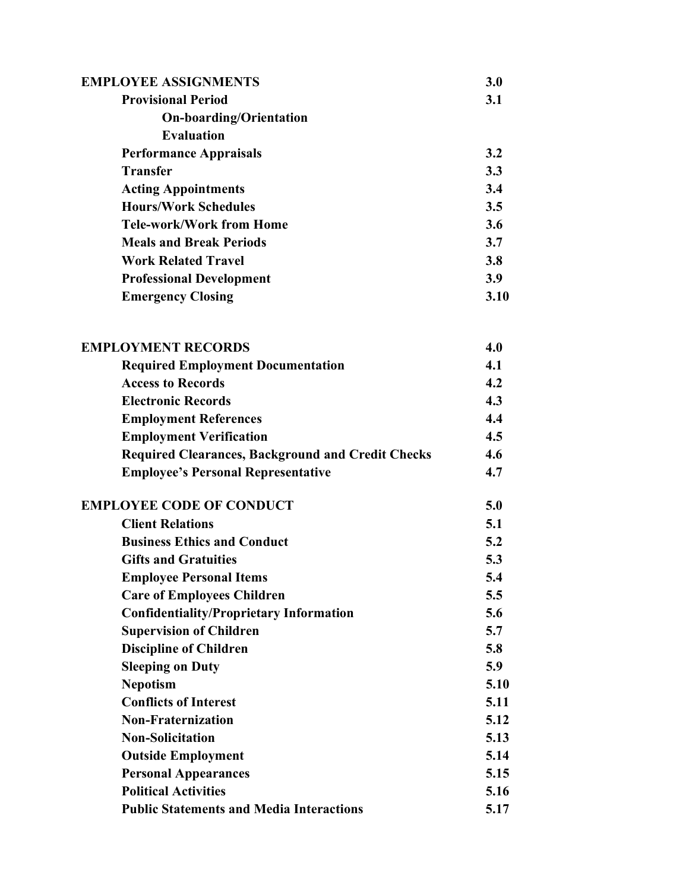| | |
|---|---|
| **EMPLOYEE ASSIGNMENTS** | **3.0** |
| **Provisional Period** | **3.1** |
| **On-boarding/Orientation** | |
| **Evaluation** | |
| **Performance Appraisals** | **3.2** |
| **Transfer** | **3.3** |
| **Acting Appointments** | **3.4** |
| **Hours/Work Schedules** | **3.5** |
| **Tele-work/Work from Home** | **3.6** |
| **Meals and Break Periods** | **3.7** |
| **Work Related Travel** | **3.8** |
| **Professional Development** | **3.9** |
| **Emergency Closing** | **3.10** |
| **EMPLOYMENT RECORDS** | **4.0** |
| **Required Employment Documentation** | **4.1** |
| **Access to Records** | **4.2** |
| **Electronic Records** | **4.3** |
| **Employment References** | **4.4** |
| **Employment Verification** | **4.5** |
| **Required Clearances, Background and Credit Checks** | **4.6** |
| **Employee's Personal Representative** | **4.7** |
| **EMPLOYEE CODE OF CONDUCT** | **5.0** |
| **Client Relations** | **5.1** |
| **Business Ethics and Conduct** | **5.2** |
| **Gifts and Gratuities** | **5.3** |
| **Employee Personal Items** | **5.4** |
| **Care of Employees Children** | **5.5** |
| **Confidentiality/Proprietary Information** | **5.6** |
| **Supervision of Children** | **5.7** |
| **Discipline of Children** | **5.8** |
| **Sleeping on Duty** | **5.9** |
| **Nepotism** | **5.10** |
| **Conflicts of Interest** | **5.11** |
| **Non-Fraternization** | **5.12** |
| **Non-Solicitation** | **5.13** |
| **Outside Employment** | **5.14** |
| **Personal Appearances** | **5.15** |
| **Political Activities** | **5.16** |
| **Public Statements and Media Interactions** | **5.17** |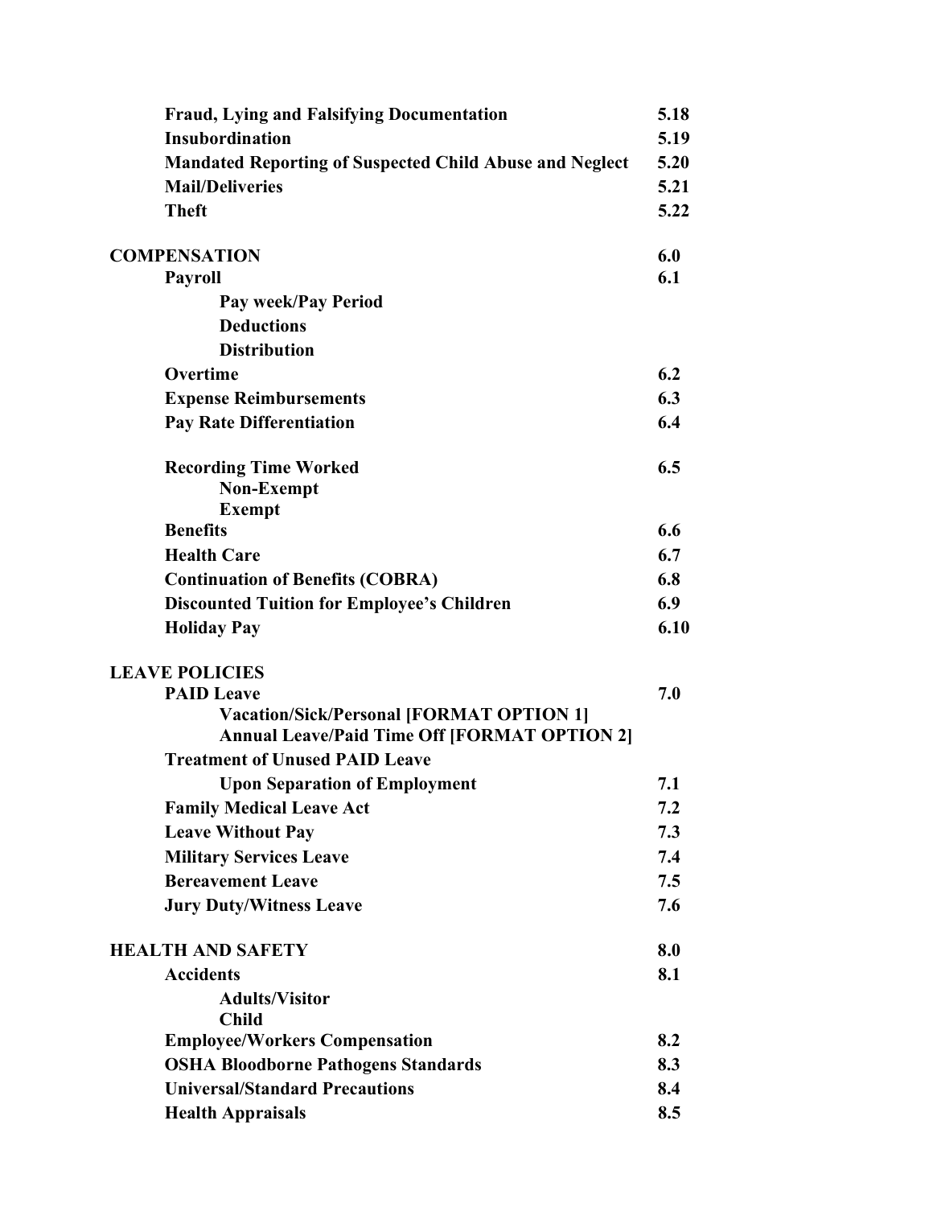| | |
|---|---|
| **Fraud, Lying and Falsifying Documentation** | **5.18** |
| **Insubordination** | **5.19** |
| **Mandated Reporting of Suspected Child Abuse and Neglect** | **5.20** |
| **Mail/Deliveries** | **5.21** |
| **Theft** | **5.22** |
| | |
| **COMPENSATION** | **6.0** |
| **Payroll** | **6.1** |
| &nbsp;&nbsp;&nbsp;&nbsp;**Pay week/Pay Period** | |
| &nbsp;&nbsp;&nbsp;&nbsp;**Deductions** | |
| &nbsp;&nbsp;&nbsp;&nbsp;**Distribution** | |
| **Overtime** | **6.2** |
| **Expense Reimbursements** | **6.3** |
| **Pay Rate Differentiation** | **6.4** |
| | |
| **Recording Time Worked** | **6.5** |
| &nbsp;&nbsp;&nbsp;&nbsp;**Non-Exempt** | |
| &nbsp;&nbsp;&nbsp;&nbsp;**Exempt** | |
| **Benefits** | **6.6** |
| **Health Care** | **6.7** |
| **Continuation of Benefits (COBRA)** | **6.8** |
| **Discounted Tuition for Employee's Children** | **6.9** |
| **Holiday Pay** | **6.10** |
| | |
| **LEAVE POLICIES** | |
| **PAID Leave** | **7.0** |
| &nbsp;&nbsp;&nbsp;&nbsp;**Vacation/Sick/Personal [FORMAT OPTION 1]** | |
| &nbsp;&nbsp;&nbsp;&nbsp;**Annual Leave/Paid Time Off [FORMAT OPTION 2]** | |
| **Treatment of Unused PAID Leave** | |
| &nbsp;&nbsp;&nbsp;&nbsp;**Upon Separation of Employment** | **7.1** |
| **Family Medical Leave Act** | **7.2** |
| **Leave Without Pay** | **7.3** |
| **Military Services Leave** | **7.4** |
| **Bereavement Leave** | **7.5** |
| **Jury Duty/Witness Leave** | **7.6** |
| | |
| **HEALTH AND SAFETY** | **8.0** |
| **Accidents** | **8.1** |
| &nbsp;&nbsp;&nbsp;&nbsp;**Adults/Visitor** | |
| &nbsp;&nbsp;&nbsp;&nbsp;**Child** | |
| **Employee/Workers Compensation** | **8.2** |
| **OSHA Bloodborne Pathogens Standards** | **8.3** |
| **Universal/Standard Precautions** | **8.4** |
| **Health Appraisals** | **8.5** |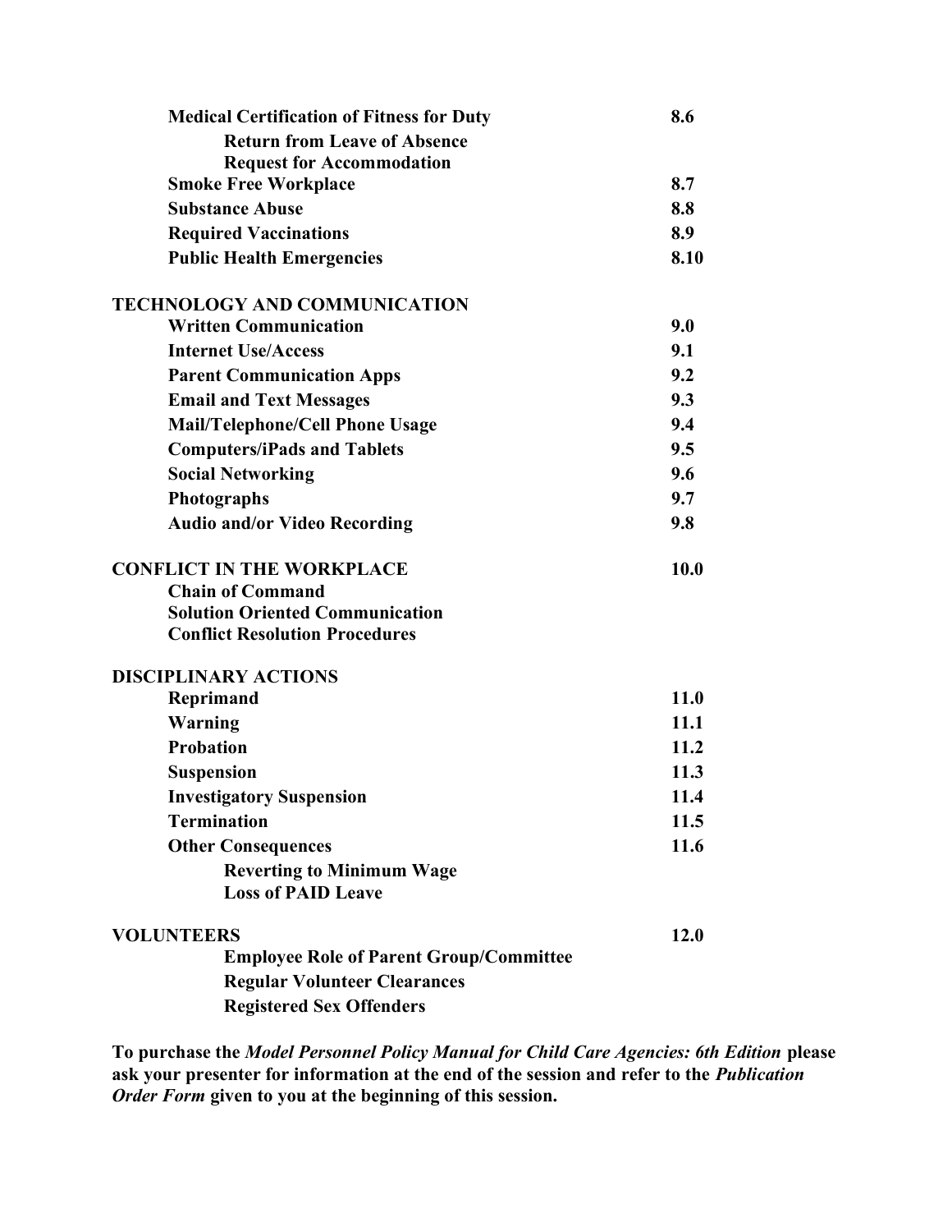| | |
|---|---|
| **Medical Certification of Fitness for Duty** | **8.6** |
| &nbsp;&nbsp;&nbsp;&nbsp;**Return from Leave of Absence** | |
| &nbsp;&nbsp;&nbsp;&nbsp;**Request for Accommodation** | |
| **Smoke Free Workplace** | **8.7** |
| **Substance Abuse** | **8.8** |
| **Required Vaccinations** | **8.9** |
| **Public Health Emergencies** | **8.10** |

**TECHNOLOGY AND COMMUNICATION**

| | |
|---|---|
| **Written Communication** | **9.0** |
| **Internet Use/Access** | **9.1** |
| **Parent Communication Apps** | **9.2** |
| **Email and Text Messages** | **9.3** |
| **Mail/Telephone/Cell Phone Usage** | **9.4** |
| **Computers/iPads and Tablets** | **9.5** |
| **Social Networking** | **9.6** |
| **Photographs** | **9.7** |
| **Audio and/or Video Recording** | **9.8** |

| | |
|---|---|
| **CONFLICT IN THE WORKPLACE** | **10.0** |
| **Chain of Command** | |
| **Solution Oriented Communication** | |
| **Conflict Resolution Procedures** | |

**DISCIPLINARY ACTIONS**

| | |
|---|---|
| **Reprimand** | **11.0** |
| **Warning** | **11.1** |
| **Probation** | **11.2** |
| **Suspension** | **11.3** |
| **Investigatory Suspension** | **11.4** |
| **Termination** | **11.5** |
| **Other Consequences** | **11.6** |
| &nbsp;&nbsp;&nbsp;&nbsp;**Reverting to Minimum Wage** | |
| &nbsp;&nbsp;&nbsp;&nbsp;**Loss of PAID Leave** | |

| | |
|---|---|
| **VOLUNTEERS** | **12.0** |
| &nbsp;&nbsp;&nbsp;&nbsp;**Employee Role of Parent Group/Committee** | |
| &nbsp;&nbsp;&nbsp;&nbsp;**Regular Volunteer Clearances** | |
| &nbsp;&nbsp;&nbsp;&nbsp;**Registered Sex Offenders** | |

**To purchase the *Model Personnel Policy Manual for Child Care Agencies: 6th Edition* please ask your presenter for information at the end of the session and refer to the *Publication Order Form* given to you at the beginning of this session.**